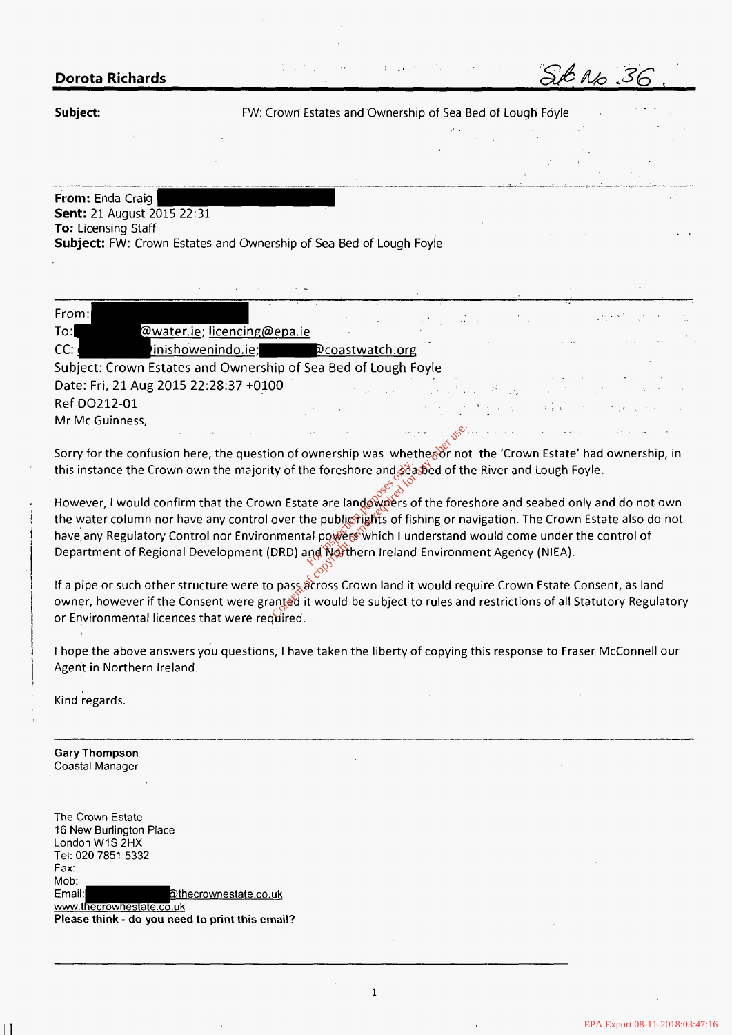**Dorota Richards** Sub No. 36

**Subject:** FW: Crown Estates and Ownership of Sea Bed of Lough Foyle

---

**From:** Enda Craig
**Sent:** 21 August 2015 22:31
**To:** Licensing Staff
**Subject:** FW: Crown Estates and Ownership of Sea Bed of Lough Foyle

---

From:
To: @water.ie; licencing@epa.ie
CC: inishowenindo.ie; @coastwatch.org
Subject: Crown Estates and Ownership of Sea Bed of Lough Foyle
Date: Fri, 21 Aug 2015 22:28:37 +0100
Ref DO212-01
Mr Mc Guinness,

Sorry for the confusion here, the question of ownership was whether or not the 'Crown Estate' had ownership, in this instance the Crown own the majority of the foreshore and seabed of the River and Lough Foyle.

However, I would confirm that the Crown Estate are landowners of the foreshore and seabed only and do not own the water column nor have any control over the public rights of fishing or navigation. The Crown Estate also do not have any Regulatory Control nor Environmental powers which I understand would come under the control of Department of Regional Development (DRD) and Northern Ireland Environment Agency (NIEA).

If a pipe or such other structure were to pass across Crown land it would require Crown Estate Consent, as land owner, however if the Consent were granted it would be subject to rules and restrictions of all Statutory Regulatory or Environmental licences that were required.

I hope the above answers you questions, I have taken the liberty of copying this response to Fraser McConnell our Agent in Northern Ireland.

Kind regards.

---

**Gary Thompson**
Coastal Manager

The Crown Estate
16 New Burlington Place
London W1S 2HX
Tel: 020 7851 5332
Fax:
Mob:
Email: @thecrownestate.co.uk
www.thecrownestate.co.uk
**Please think - do you need to print this email?**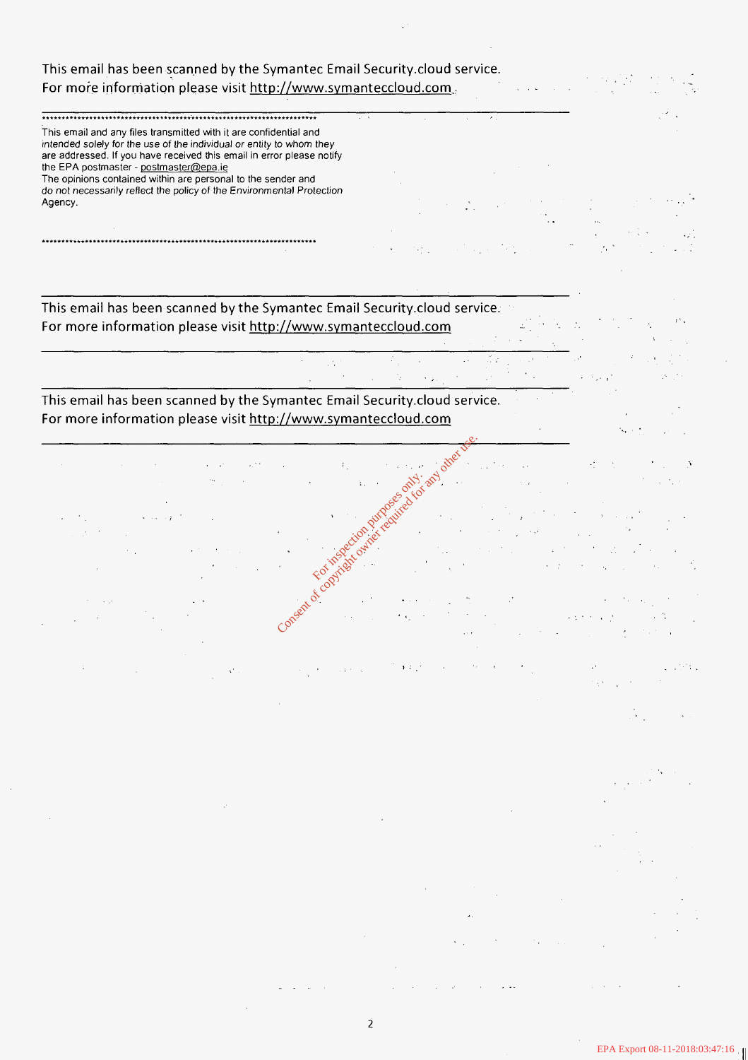This email has been scanned by the Symantec Email Security.cloud service.
For more information please visit http://www.symanteccloud.com

---

**********************************************************************

This email and any files transmitted with it are confidential and intended solely for the use of the individual or entity to whom they are addressed. If you have received this email in error please notify the EPA postmaster - postmaster@epa.ie
The opinions contained within are personal to the sender and do not necessarily reflect the policy of the Environmental Protection Agency.

**********************************************************************

---

This email has been scanned by the Symantec Email Security.cloud service.
For more information please visit http://www.symanteccloud.com

---

---

This email has been scanned by the Symantec Email Security.cloud service.
For more information please visit http://www.symanteccloud.com

---

For inspection purposes only.
Consent of copyright owner required for any other use.

EPA Export 08-11-2018:03:47:16